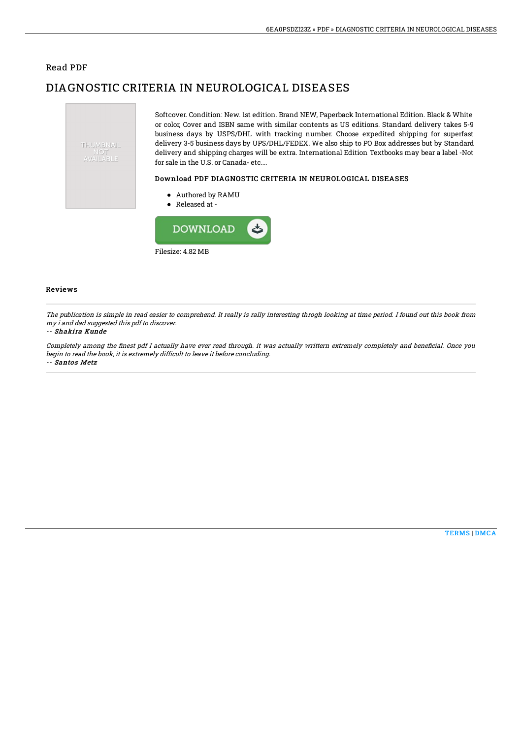## Read PDF

# DIAGNOSTIC CRITERIA IN NEUROLOGICAL DISEASES

THUMBNAIL NOT AVAILABLE

Softcover. Condition: New. 1st edition. Brand NEW, Paperback International Edition. Black & White or color, Cover and ISBN same with similar contents as US editions. Standard delivery takes 5-9 business days by USPS/DHL with tracking number. Choose expedited shipping for superfast delivery 3-5 business days by UPS/DHL/FEDEX. We also ship to PO Box addresses but by Standard delivery and shipping charges will be extra. International Edition Textbooks may bear a label -Not for sale in the U.S. or Canada- etc....

### Download PDF DIAGNOSTIC CRITERIA IN NEUROLOGICAL DISEASES

- Authored by RAMU
- Released at -

DOWNLOAD

Filesize: 4.82 MB

### Reviews

*The publication is simple in read easier to comprehend. It really is rally interesting throgh looking at time period. I found out this book from my i and dad suggested this pdf to discover.*

-- *Shakira Kunde*

*Completely among the finest pdf I actually have ever read through. it was actually writtern extremely completely and beneficial. Once you begin to read the book, it is extremely difficult to leave it before concluding.*

-- *Santos Metz*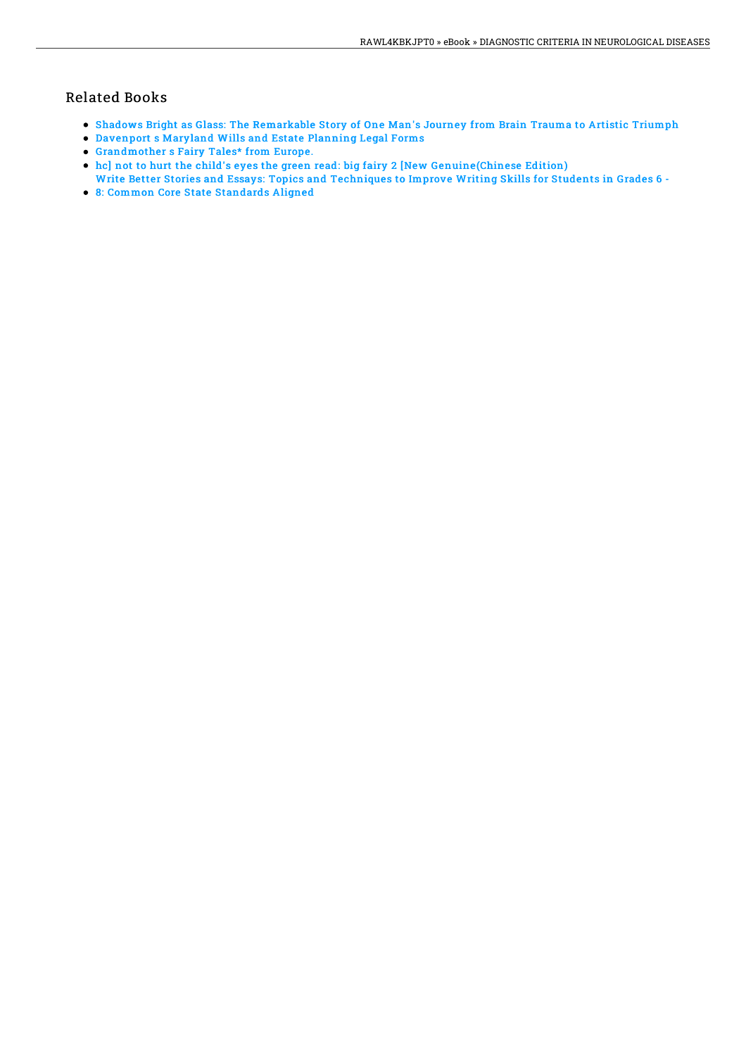## Related Books

- Shadows Bright as Glass: The Remarkable Story of One Man's Journey from Brain Trauma to Artistic Triumph
- Davenport s Maryland Wills and Estate Planning Legal Forms
- Grandmother s Fairy Tales* from Europe.
- hc] not to hurt the child's eyes the green read: big fairy 2 [New Genuine(Chinese Edition)
- Write Better Stories and Essays: Topics and Techniques to Improve Writing Skills for Students in Grades 6 - 8: Common Core State Standards Aligned